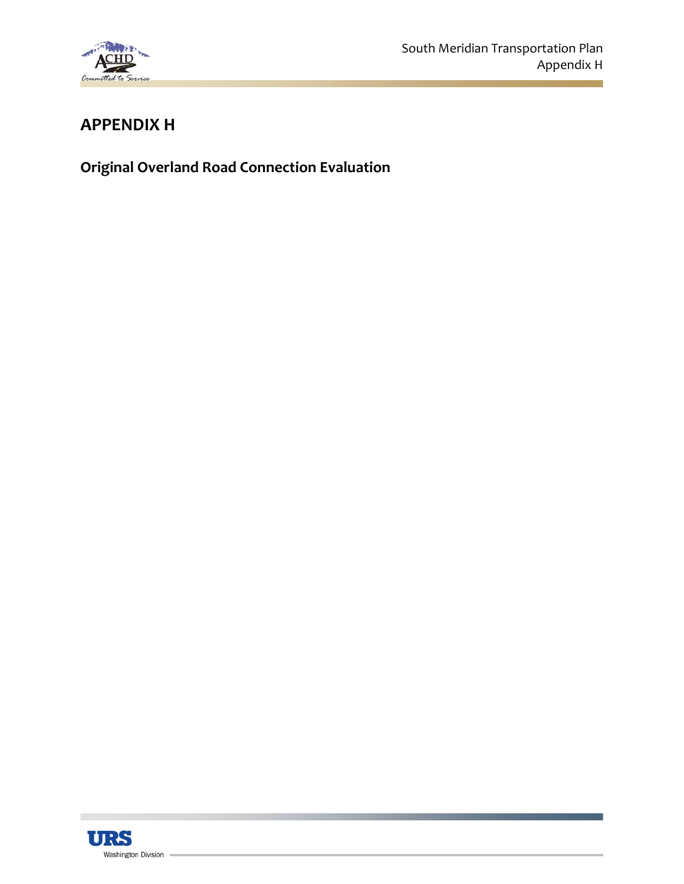# APPENDIX H

## Original Overland Road Connection Evaluation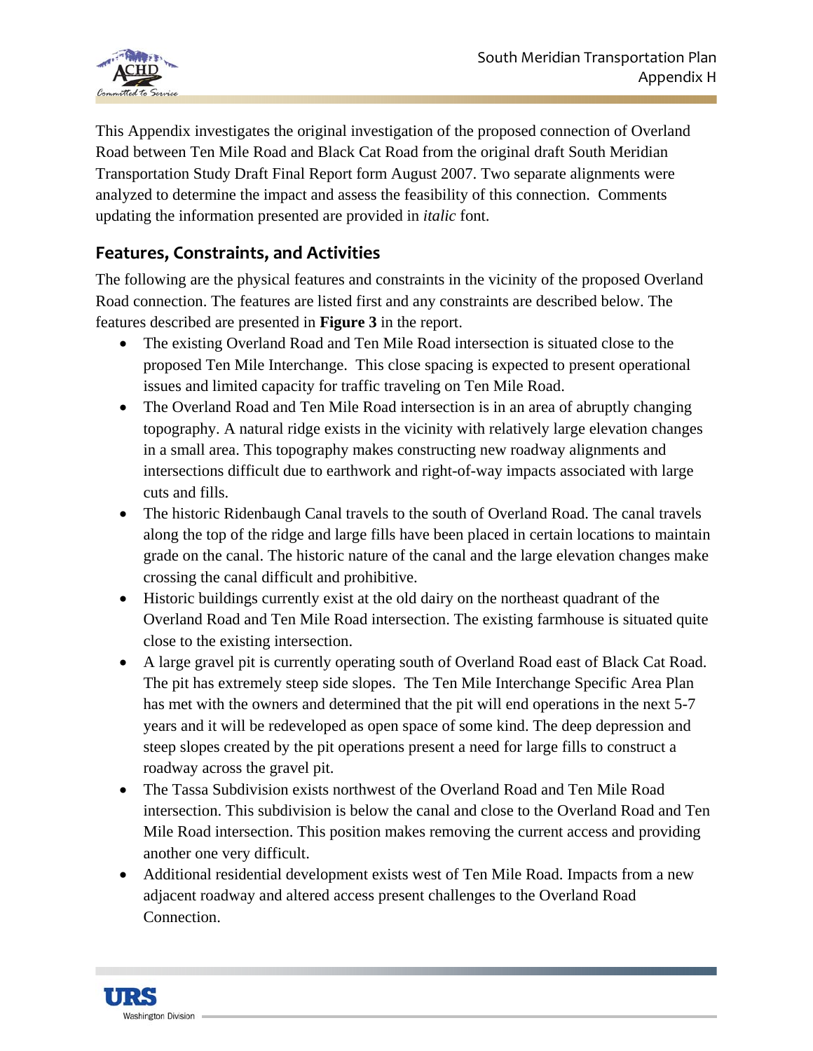This Appendix investigates the original investigation of the proposed connection of Overland Road between Ten Mile Road and Black Cat Road from the original draft South Meridian Transportation Study Draft Final Report form August 2007. Two separate alignments were analyzed to determine the impact and assess the feasibility of this connection. Comments updating the information presented are provided in *italic* font.

## Features, Constraints, and Activities

The following are the physical features and constraints in the vicinity of the proposed Overland Road connection. The features are listed first and any constraints are described below. The features described are presented in **Figure 3** in the report.

- The existing Overland Road and Ten Mile Road intersection is situated close to the proposed Ten Mile Interchange. This close spacing is expected to present operational issues and limited capacity for traffic traveling on Ten Mile Road.
- The Overland Road and Ten Mile Road intersection is in an area of abruptly changing topography. A natural ridge exists in the vicinity with relatively large elevation changes in a small area. This topography makes constructing new roadway alignments and intersections difficult due to earthwork and right-of-way impacts associated with large cuts and fills.
- The historic Ridenbaugh Canal travels to the south of Overland Road. The canal travels along the top of the ridge and large fills have been placed in certain locations to maintain grade on the canal. The historic nature of the canal and the large elevation changes make crossing the canal difficult and prohibitive.
- Historic buildings currently exist at the old dairy on the northeast quadrant of the Overland Road and Ten Mile Road intersection. The existing farmhouse is situated quite close to the existing intersection.
- A large gravel pit is currently operating south of Overland Road east of Black Cat Road. The pit has extremely steep side slopes. The Ten Mile Interchange Specific Area Plan has met with the owners and determined that the pit will end operations in the next 5-7 years and it will be redeveloped as open space of some kind. The deep depression and steep slopes created by the pit operations present a need for large fills to construct a roadway across the gravel pit.
- The Tassa Subdivision exists northwest of the Overland Road and Ten Mile Road intersection. This subdivision is below the canal and close to the Overland Road and Ten Mile Road intersection. This position makes removing the current access and providing another one very difficult.
- Additional residential development exists west of Ten Mile Road. Impacts from a new adjacent roadway and altered access present challenges to the Overland Road Connection.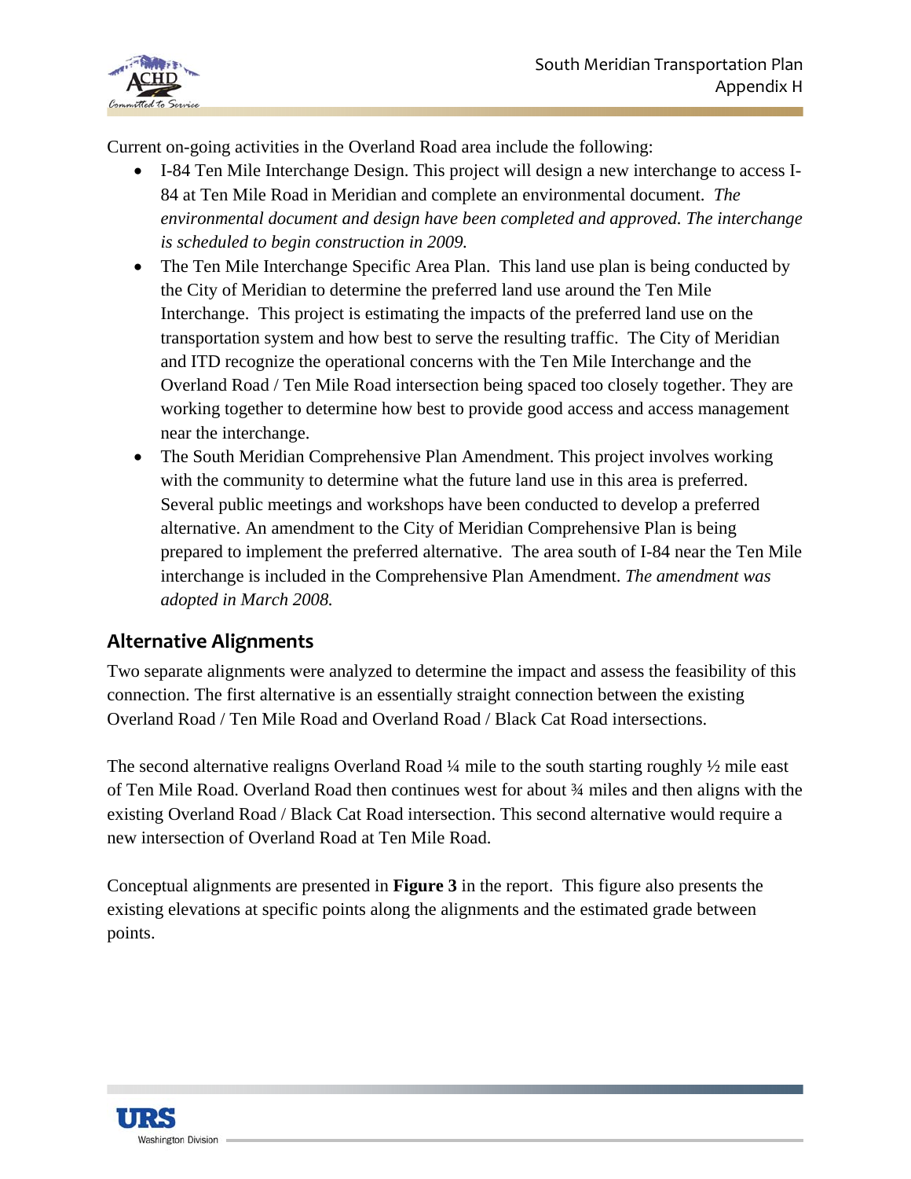Current on-going activities in the Overland Road area include the following:

- I-84 Ten Mile Interchange Design. This project will design a new interchange to access I-84 at Ten Mile Road in Meridian and complete an environmental document. *The environmental document and design have been completed and approved. The interchange is scheduled to begin construction in 2009.*
- The Ten Mile Interchange Specific Area Plan. This land use plan is being conducted by the City of Meridian to determine the preferred land use around the Ten Mile Interchange. This project is estimating the impacts of the preferred land use on the transportation system and how best to serve the resulting traffic. The City of Meridian and ITD recognize the operational concerns with the Ten Mile Interchange and the Overland Road / Ten Mile Road intersection being spaced too closely together. They are working together to determine how best to provide good access and access management near the interchange.
- The South Meridian Comprehensive Plan Amendment. This project involves working with the community to determine what the future land use in this area is preferred. Several public meetings and workshops have been conducted to develop a preferred alternative. An amendment to the City of Meridian Comprehensive Plan is being prepared to implement the preferred alternative. The area south of I-84 near the Ten Mile interchange is included in the Comprehensive Plan Amendment. *The amendment was adopted in March 2008.*

## Alternative Alignments

Two separate alignments were analyzed to determine the impact and assess the feasibility of this connection. The first alternative is an essentially straight connection between the existing Overland Road / Ten Mile Road and Overland Road / Black Cat Road intersections.

The second alternative realigns Overland Road ¼ mile to the south starting roughly ½ mile east of Ten Mile Road. Overland Road then continues west for about ¾ miles and then aligns with the existing Overland Road / Black Cat Road intersection. This second alternative would require a new intersection of Overland Road at Ten Mile Road.

Conceptual alignments are presented in **Figure 3** in the report. This figure also presents the existing elevations at specific points along the alignments and the estimated grade between points.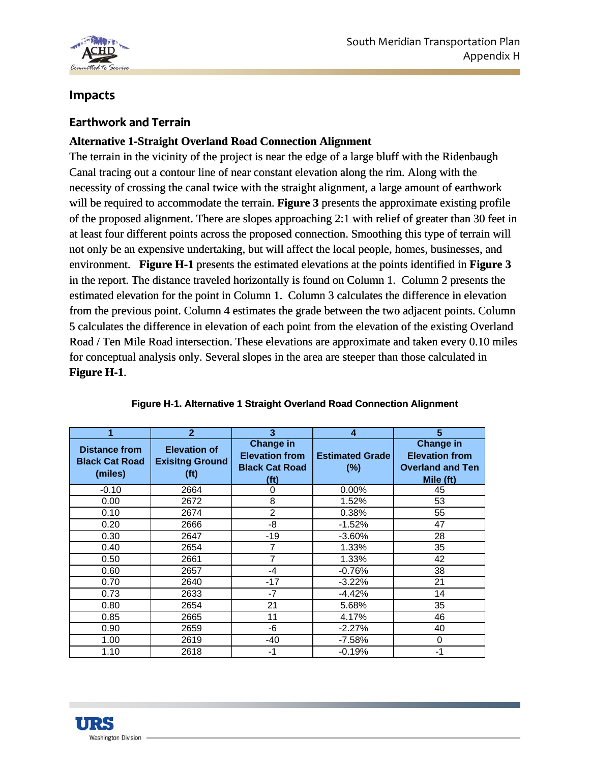## Impacts

### Earthwork and Terrain

**Alternative 1-Straight Overland Road Connection Alignment**

The terrain in the vicinity of the project is near the edge of a large bluff with the Ridenbaugh Canal tracing out a contour line of near constant elevation along the rim. Along with the necessity of crossing the canal twice with the straight alignment, a large amount of earthwork will be required to accommodate the terrain. **Figure 3** presents the approximate existing profile of the proposed alignment. There are slopes approaching 2:1 with relief of greater than 30 feet in at least four different points across the proposed connection. Smoothing this type of terrain will not only be an expensive undertaking, but will affect the local people, homes, businesses, and environment. **Figure H-1** presents the estimated elevations at the points identified in **Figure 3** in the report. The distance traveled horizontally is found on Column 1. Column 2 presents the estimated elevation for the point in Column 1. Column 3 calculates the difference in elevation from the previous point. Column 4 estimates the grade between the two adjacent points. Column 5 calculates the difference in elevation of each point from the elevation of the existing Overland Road / Ten Mile Road intersection. These elevations are approximate and taken every 0.10 miles for conceptual analysis only. Several slopes in the area are steeper than those calculated in **Figure H-1**.

**Figure H-1. Alternative 1 Straight Overland Road Connection Alignment**

| 1 | 2 | 3 | 4 | 5 |
|---|---|---|---|---|
| Distance from Black Cat Road (miles) | Elevation of Exisitng Ground (ft) | Change in Elevation from Black Cat Road (ft) | Estimated Grade (%) | Change in Elevation from Overland and Ten Mile (ft) |
| -0.10 | 2664 | 0 | 0.00% | 45 |
| 0.00 | 2672 | 8 | 1.52% | 53 |
| 0.10 | 2674 | 2 | 0.38% | 55 |
| 0.20 | 2666 | -8 | -1.52% | 47 |
| 0.30 | 2647 | -19 | -3.60% | 28 |
| 0.40 | 2654 | 7 | 1.33% | 35 |
| 0.50 | 2661 | 7 | 1.33% | 42 |
| 0.60 | 2657 | -4 | -0.76% | 38 |
| 0.70 | 2640 | -17 | -3.22% | 21 |
| 0.73 | 2633 | -7 | -4.42% | 14 |
| 0.80 | 2654 | 21 | 5.68% | 35 |
| 0.85 | 2665 | 11 | 4.17% | 46 |
| 0.90 | 2659 | -6 | -2.27% | 40 |
| 1.00 | 2619 | -40 | -7.58% | 0 |
| 1.10 | 2618 | -1 | -0.19% | -1 |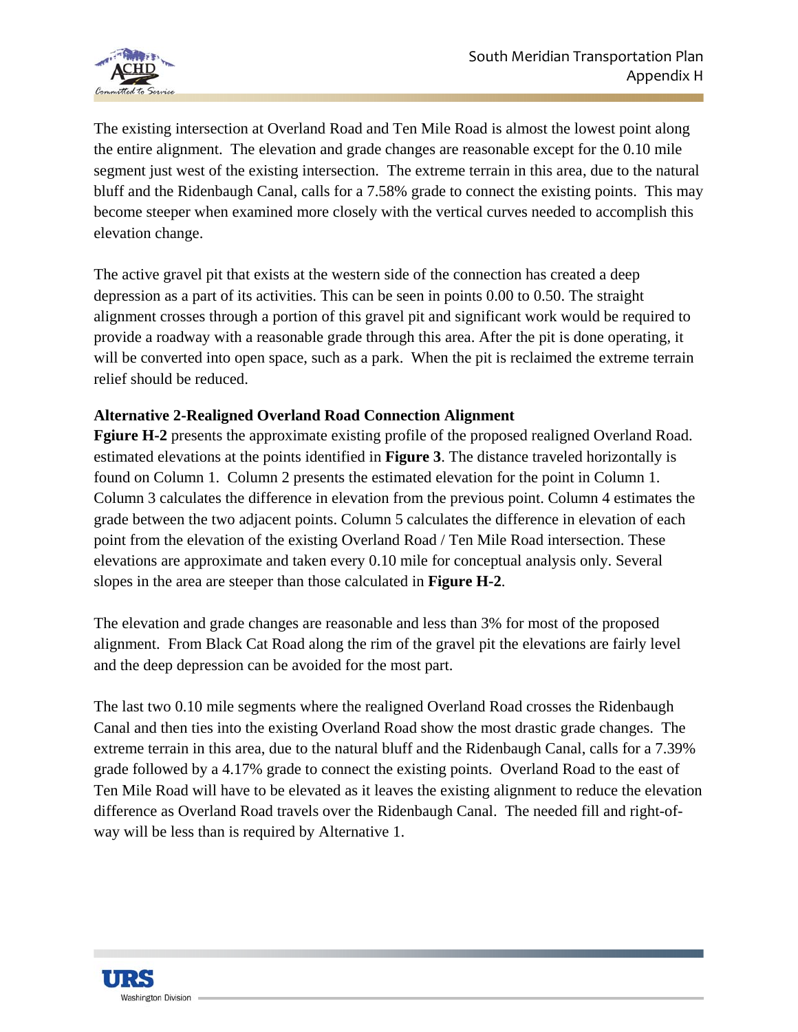The existing intersection at Overland Road and Ten Mile Road is almost the lowest point along the entire alignment. The elevation and grade changes are reasonable except for the 0.10 mile segment just west of the existing intersection. The extreme terrain in this area, due to the natural bluff and the Ridenbaugh Canal, calls for a 7.58% grade to connect the existing points. This may become steeper when examined more closely with the vertical curves needed to accomplish this elevation change.

The active gravel pit that exists at the western side of the connection has created a deep depression as a part of its activities. This can be seen in points 0.00 to 0.50. The straight alignment crosses through a portion of this gravel pit and significant work would be required to provide a roadway with a reasonable grade through this area. After the pit is done operating, it will be converted into open space, such as a park. When the pit is reclaimed the extreme terrain relief should be reduced.

**Alternative 2-Realigned Overland Road Connection Alignment**

**Fgiure H-2** presents the approximate existing profile of the proposed realigned Overland Road. estimated elevations at the points identified in **Figure 3**. The distance traveled horizontally is found on Column 1. Column 2 presents the estimated elevation for the point in Column 1. Column 3 calculates the difference in elevation from the previous point. Column 4 estimates the grade between the two adjacent points. Column 5 calculates the difference in elevation of each point from the elevation of the existing Overland Road / Ten Mile Road intersection. These elevations are approximate and taken every 0.10 mile for conceptual analysis only. Several slopes in the area are steeper than those calculated in **Figure H-2**.

The elevation and grade changes are reasonable and less than 3% for most of the proposed alignment. From Black Cat Road along the rim of the gravel pit the elevations are fairly level and the deep depression can be avoided for the most part.

The last two 0.10 mile segments where the realigned Overland Road crosses the Ridenbaugh Canal and then ties into the existing Overland Road show the most drastic grade changes. The extreme terrain in this area, due to the natural bluff and the Ridenbaugh Canal, calls for a 7.39% grade followed by a 4.17% grade to connect the existing points. Overland Road to the east of Ten Mile Road will have to be elevated as it leaves the existing alignment to reduce the elevation difference as Overland Road travels over the Ridenbaugh Canal. The needed fill and right-of-way will be less than is required by Alternative 1.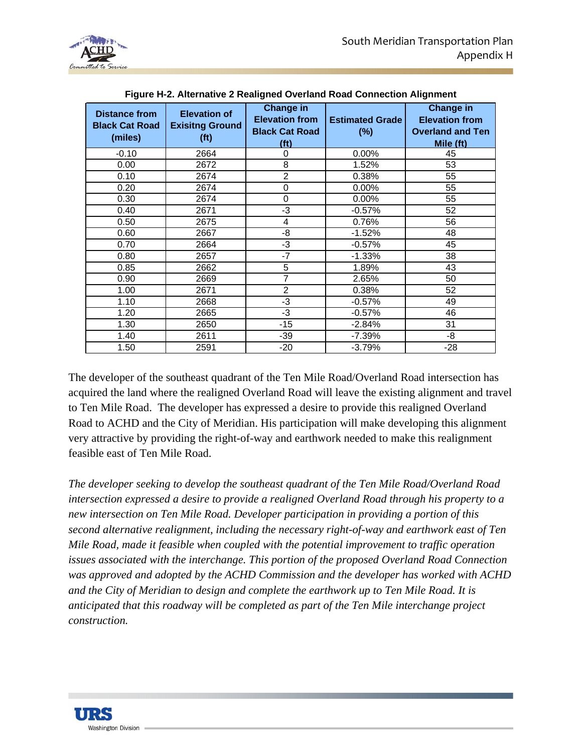**Figure H-2. Alternative 2 Realigned Overland Road Connection Alignment**

| Distance from Black Cat Road (miles) | Elevation of Exisitng Ground (ft) | Change in Elevation from Black Cat Road (ft) | Estimated Grade (%) | Change in Elevation from Overland and Ten Mile (ft) |
|---|---|---|---|---|
| -0.10 | 2664 | 0 | 0.00% | 45 |
| 0.00 | 2672 | 8 | 1.52% | 53 |
| 0.10 | 2674 | 2 | 0.38% | 55 |
| 0.20 | 2674 | 0 | 0.00% | 55 |
| 0.30 | 2674 | 0 | 0.00% | 55 |
| 0.40 | 2671 | -3 | -0.57% | 52 |
| 0.50 | 2675 | 4 | 0.76% | 56 |
| 0.60 | 2667 | -8 | -1.52% | 48 |
| 0.70 | 2664 | -3 | -0.57% | 45 |
| 0.80 | 2657 | -7 | -1.33% | 38 |
| 0.85 | 2662 | 5 | 1.89% | 43 |
| 0.90 | 2669 | 7 | 2.65% | 50 |
| 1.00 | 2671 | 2 | 0.38% | 52 |
| 1.10 | 2668 | -3 | -0.57% | 49 |
| 1.20 | 2665 | -3 | -0.57% | 46 |
| 1.30 | 2650 | -15 | -2.84% | 31 |
| 1.40 | 2611 | -39 | -7.39% | -8 |
| 1.50 | 2591 | -20 | -3.79% | -28 |

The developer of the southeast quadrant of the Ten Mile Road/Overland Road intersection has acquired the land where the realigned Overland Road will leave the existing alignment and travel to Ten Mile Road. The developer has expressed a desire to provide this realigned Overland Road to ACHD and the City of Meridian. His participation will make developing this alignment very attractive by providing the right-of-way and earthwork needed to make this realignment feasible east of Ten Mile Road.

*The developer seeking to develop the southeast quadrant of the Ten Mile Road/Overland Road intersection expressed a desire to provide a realigned Overland Road through his property to a new intersection on Ten Mile Road. Developer participation in providing a portion of this second alternative realignment, including the necessary right-of-way and earthwork east of Ten Mile Road, made it feasible when coupled with the potential improvement to traffic operation issues associated with the interchange. This portion of the proposed Overland Road Connection was approved and adopted by the ACHD Commission and the developer has worked with ACHD and the City of Meridian to design and complete the earthwork up to Ten Mile Road. It is anticipated that this roadway will be completed as part of the Ten Mile interchange project construction.*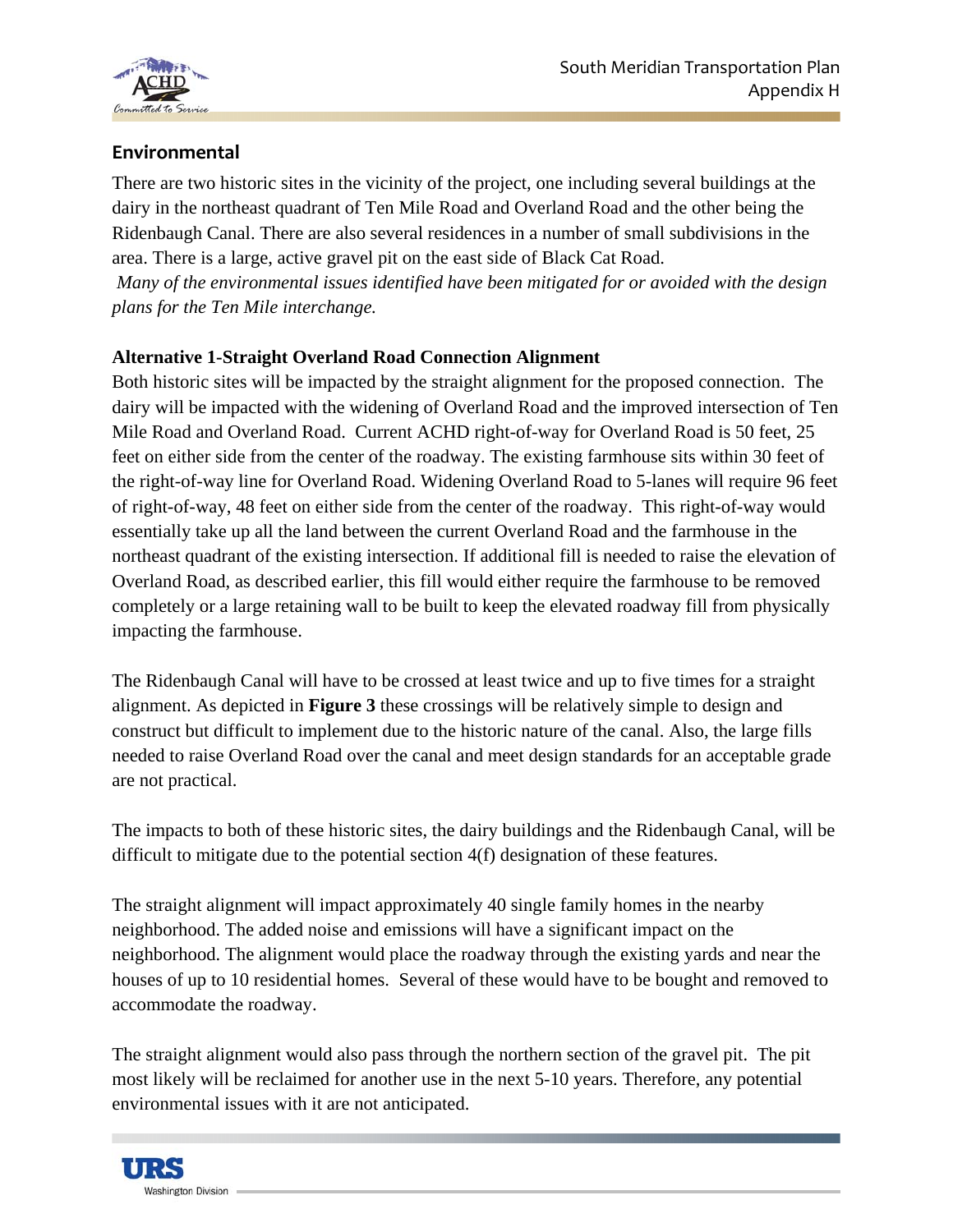## Environmental

There are two historic sites in the vicinity of the project, one including several buildings at the dairy in the northeast quadrant of Ten Mile Road and Overland Road and the other being the Ridenbaugh Canal. There are also several residences in a number of small subdivisions in the area. There is a large, active gravel pit on the east side of Black Cat Road.

*Many of the environmental issues identified have been mitigated for or avoided with the design plans for the Ten Mile interchange.*

**Alternative 1-Straight Overland Road Connection Alignment**

Both historic sites will be impacted by the straight alignment for the proposed connection. The dairy will be impacted with the widening of Overland Road and the improved intersection of Ten Mile Road and Overland Road. Current ACHD right-of-way for Overland Road is 50 feet, 25 feet on either side from the center of the roadway. The existing farmhouse sits within 30 feet of the right-of-way line for Overland Road. Widening Overland Road to 5-lanes will require 96 feet of right-of-way, 48 feet on either side from the center of the roadway. This right-of-way would essentially take up all the land between the current Overland Road and the farmhouse in the northeast quadrant of the existing intersection. If additional fill is needed to raise the elevation of Overland Road, as described earlier, this fill would either require the farmhouse to be removed completely or a large retaining wall to be built to keep the elevated roadway fill from physically impacting the farmhouse.

The Ridenbaugh Canal will have to be crossed at least twice and up to five times for a straight alignment. As depicted in **Figure 3** these crossings will be relatively simple to design and construct but difficult to implement due to the historic nature of the canal. Also, the large fills needed to raise Overland Road over the canal and meet design standards for an acceptable grade are not practical.

The impacts to both of these historic sites, the dairy buildings and the Ridenbaugh Canal, will be difficult to mitigate due to the potential section 4(f) designation of these features.

The straight alignment will impact approximately 40 single family homes in the nearby neighborhood. The added noise and emissions will have a significant impact on the neighborhood. The alignment would place the roadway through the existing yards and near the houses of up to 10 residential homes. Several of these would have to be bought and removed to accommodate the roadway.

The straight alignment would also pass through the northern section of the gravel pit. The pit most likely will be reclaimed for another use in the next 5-10 years. Therefore, any potential environmental issues with it are not anticipated.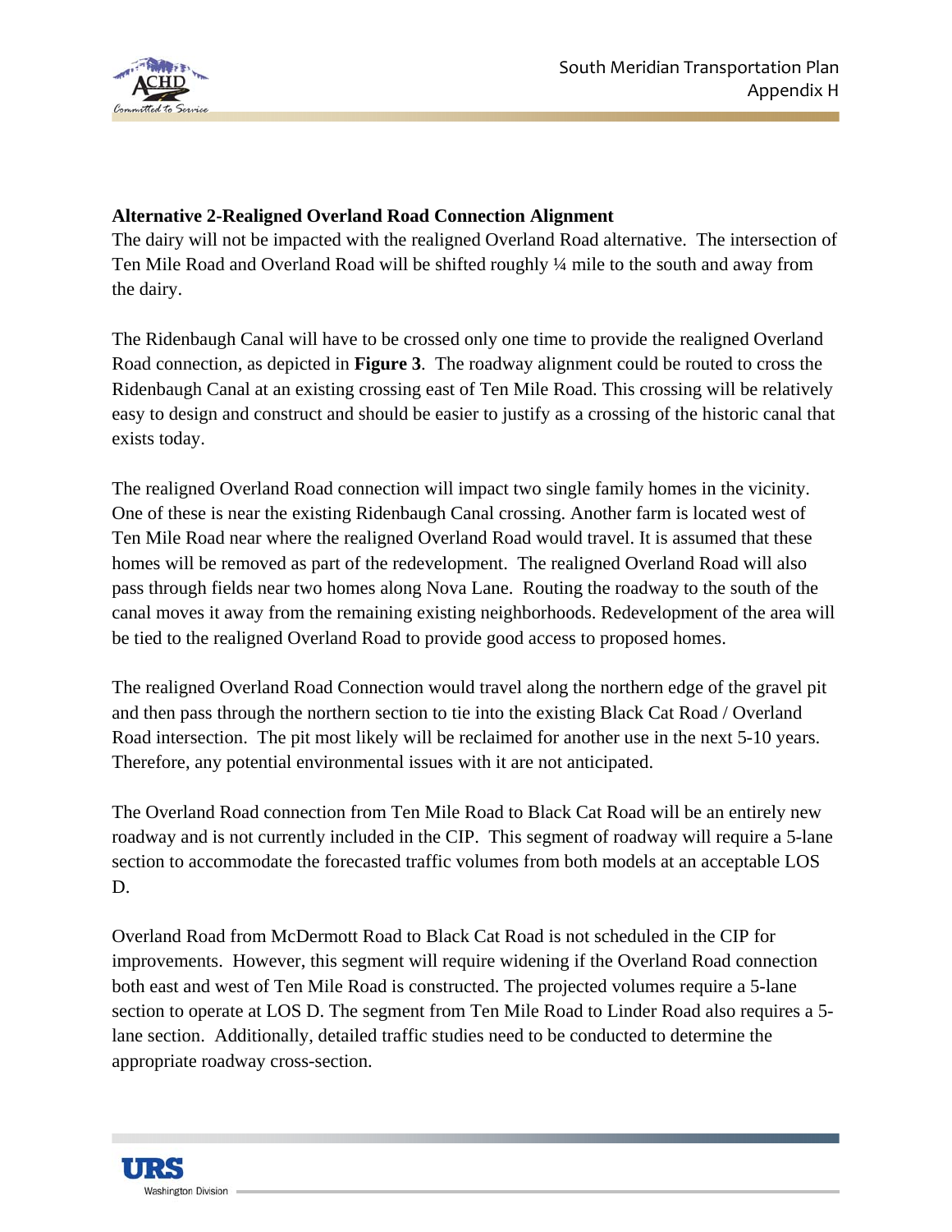**Alternative 2-Realigned Overland Road Connection Alignment**

The dairy will not be impacted with the realigned Overland Road alternative. The intersection of Ten Mile Road and Overland Road will be shifted roughly ¼ mile to the south and away from the dairy.

The Ridenbaugh Canal will have to be crossed only one time to provide the realigned Overland Road connection, as depicted in **Figure 3**. The roadway alignment could be routed to cross the Ridenbaugh Canal at an existing crossing east of Ten Mile Road. This crossing will be relatively easy to design and construct and should be easier to justify as a crossing of the historic canal that exists today.

The realigned Overland Road connection will impact two single family homes in the vicinity. One of these is near the existing Ridenbaugh Canal crossing. Another farm is located west of Ten Mile Road near where the realigned Overland Road would travel. It is assumed that these homes will be removed as part of the redevelopment. The realigned Overland Road will also pass through fields near two homes along Nova Lane. Routing the roadway to the south of the canal moves it away from the remaining existing neighborhoods. Redevelopment of the area will be tied to the realigned Overland Road to provide good access to proposed homes.

The realigned Overland Road Connection would travel along the northern edge of the gravel pit and then pass through the northern section to tie into the existing Black Cat Road / Overland Road intersection. The pit most likely will be reclaimed for another use in the next 5-10 years. Therefore, any potential environmental issues with it are not anticipated.

The Overland Road connection from Ten Mile Road to Black Cat Road will be an entirely new roadway and is not currently included in the CIP. This segment of roadway will require a 5-lane section to accommodate the forecasted traffic volumes from both models at an acceptable LOS D.

Overland Road from McDermott Road to Black Cat Road is not scheduled in the CIP for improvements. However, this segment will require widening if the Overland Road connection both east and west of Ten Mile Road is constructed. The projected volumes require a 5-lane section to operate at LOS D. The segment from Ten Mile Road to Linder Road also requires a 5-lane section. Additionally, detailed traffic studies need to be conducted to determine the appropriate roadway cross-section.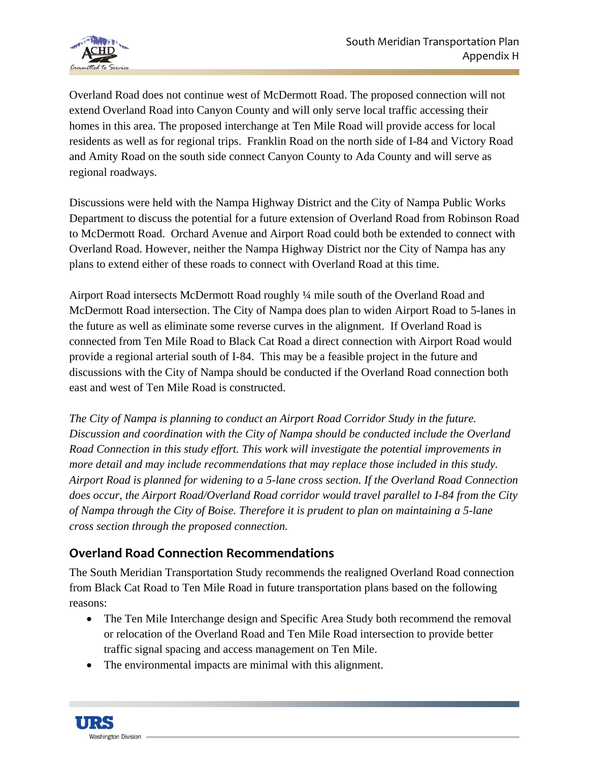Overland Road does not continue west of McDermott Road. The proposed connection will not extend Overland Road into Canyon County and will only serve local traffic accessing their homes in this area. The proposed interchange at Ten Mile Road will provide access for local residents as well as for regional trips. Franklin Road on the north side of I-84 and Victory Road and Amity Road on the south side connect Canyon County to Ada County and will serve as regional roadways.

Discussions were held with the Nampa Highway District and the City of Nampa Public Works Department to discuss the potential for a future extension of Overland Road from Robinson Road to McDermott Road. Orchard Avenue and Airport Road could both be extended to connect with Overland Road. However, neither the Nampa Highway District nor the City of Nampa has any plans to extend either of these roads to connect with Overland Road at this time.

Airport Road intersects McDermott Road roughly ¼ mile south of the Overland Road and McDermott Road intersection. The City of Nampa does plan to widen Airport Road to 5-lanes in the future as well as eliminate some reverse curves in the alignment. If Overland Road is connected from Ten Mile Road to Black Cat Road a direct connection with Airport Road would provide a regional arterial south of I-84. This may be a feasible project in the future and discussions with the City of Nampa should be conducted if the Overland Road connection both east and west of Ten Mile Road is constructed.

*The City of Nampa is planning to conduct an Airport Road Corridor Study in the future. Discussion and coordination with the City of Nampa should be conducted include the Overland Road Connection in this study effort. This work will investigate the potential improvements in more detail and may include recommendations that may replace those included in this study. Airport Road is planned for widening to a 5-lane cross section. If the Overland Road Connection does occur, the Airport Road/Overland Road corridor would travel parallel to I-84 from the City of Nampa through the City of Boise. Therefore it is prudent to plan on maintaining a 5-lane cross section through the proposed connection.*

## Overland Road Connection Recommendations

The South Meridian Transportation Study recommends the realigned Overland Road connection from Black Cat Road to Ten Mile Road in future transportation plans based on the following reasons:

- The Ten Mile Interchange design and Specific Area Study both recommend the removal or relocation of the Overland Road and Ten Mile Road intersection to provide better traffic signal spacing and access management on Ten Mile.
- The environmental impacts are minimal with this alignment.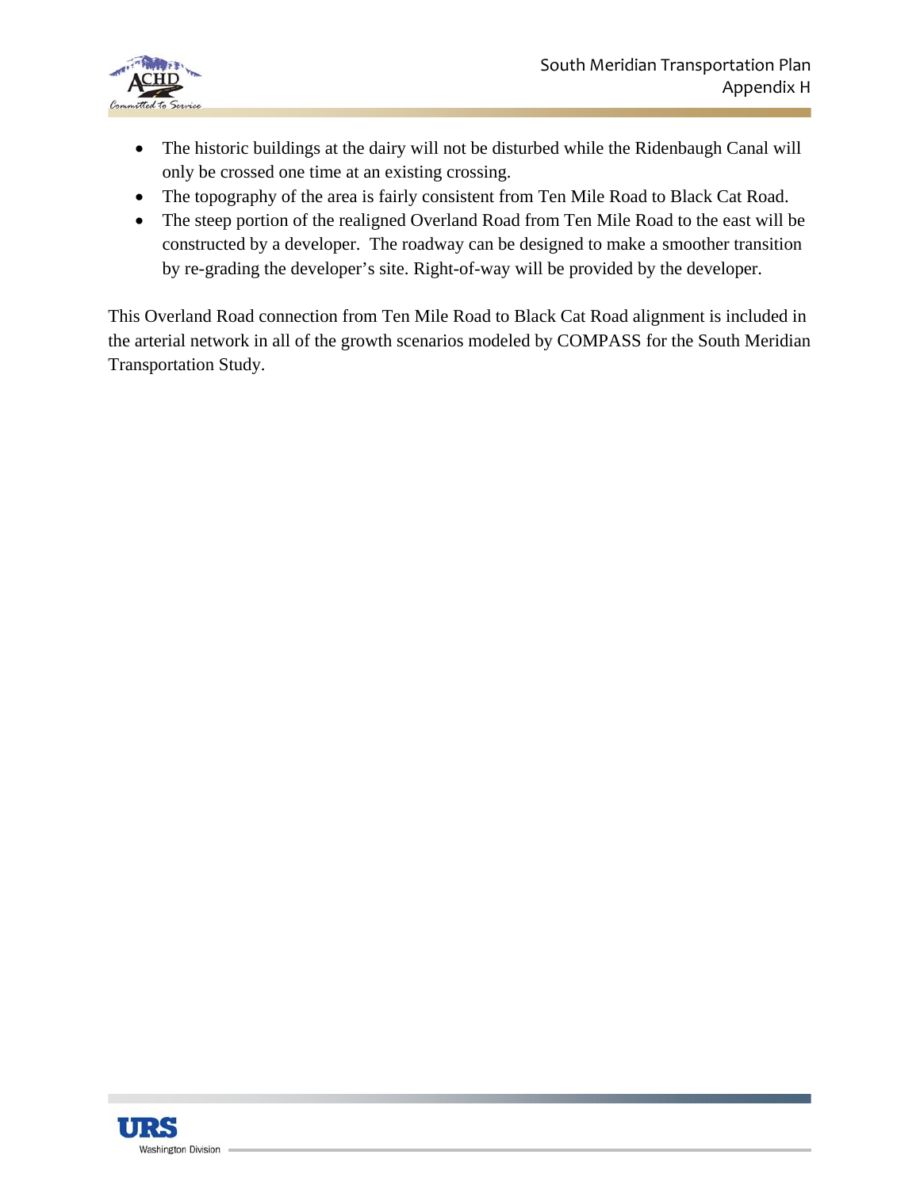- The historic buildings at the dairy will not be disturbed while the Ridenbaugh Canal will only be crossed one time at an existing crossing.
- The topography of the area is fairly consistent from Ten Mile Road to Black Cat Road.
- The steep portion of the realigned Overland Road from Ten Mile Road to the east will be constructed by a developer. The roadway can be designed to make a smoother transition by re-grading the developer's site. Right-of-way will be provided by the developer.

This Overland Road connection from Ten Mile Road to Black Cat Road alignment is included in the arterial network in all of the growth scenarios modeled by COMPASS for the South Meridian Transportation Study.